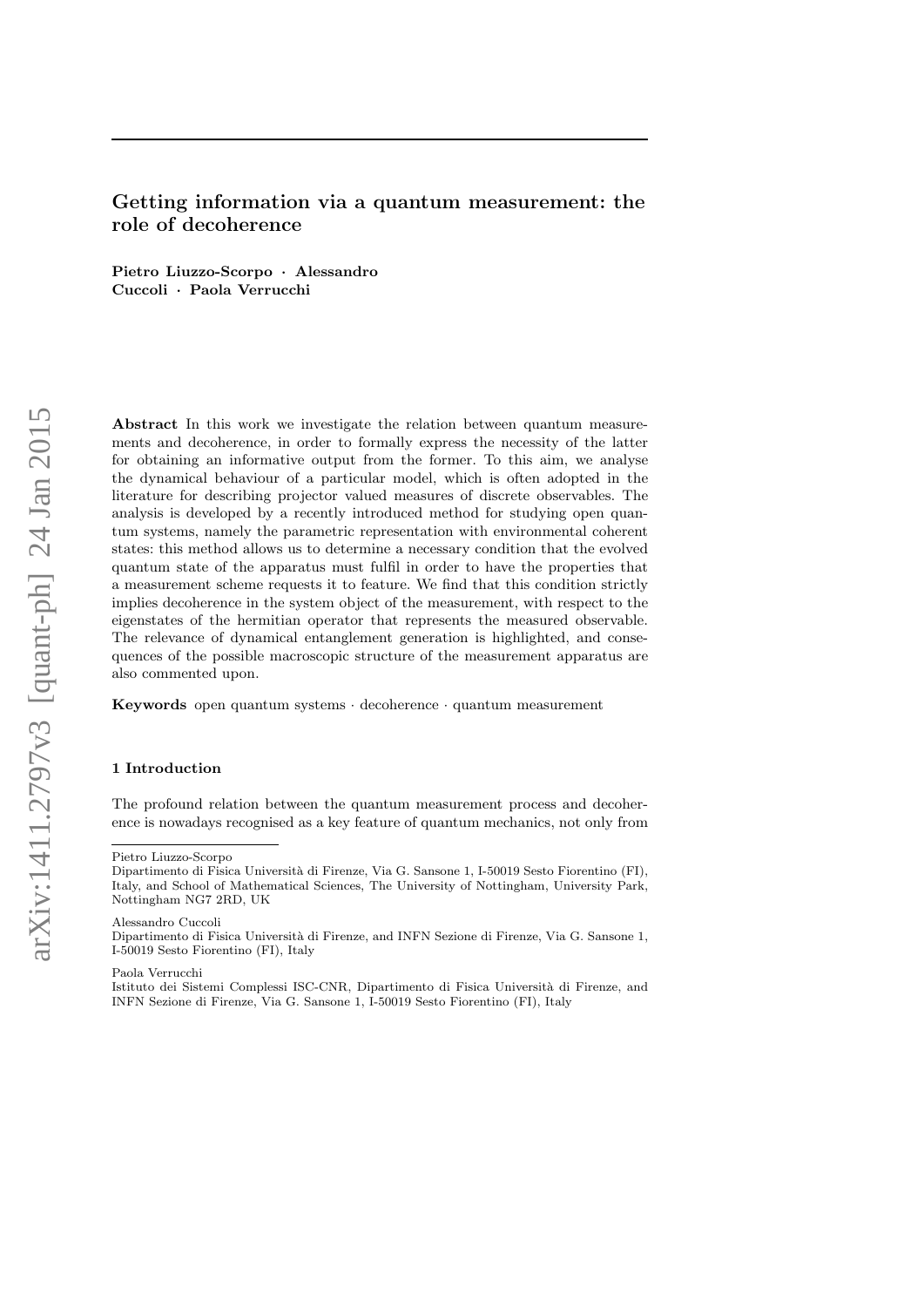# Getting information via a quantum measurement: the role of decoherence

**Pietro Liuzzo-Scorpo · Alessandro Cuccoli · Paola Verrucchi**

**Abstract** In this work we investigate the relation between quantum measurements and decoherence, in order to formally express the necessity of the latter for obtaining an informative output from the former. To this aim, we analyse the dynamical behaviour of a particular model, which is often adopted in the literature for describing projector valued measures of discrete observables. The analysis is developed by a recently introduced method for studying open quantum systems, namely the parametric representation with environmental coherent states: this method allows us to determine a necessary condition that the evolved quantum state of the apparatus must fulfil in order to have the properties that a measurement scheme requests it to feature. We find that this condition strictly implies decoherence in the system object of the measurement, with respect to the eigenstates of the hermitian operator that represents the measured observable. The relevance of dynamical entanglement generation is highlighted, and consequences of the possible macroscopic structure of the measurement apparatus are also commented upon.

**Keywords** open quantum systems · decoherence · quantum measurement

## 1 Introduction

The profound relation between the quantum measurement process and decoherence is nowadays recognised as a key feature of quantum mechanics, not only from

---

Pietro Liuzzo-Scorpo
Dipartimento di Fisica Università di Firenze, Via G. Sansone 1, I-50019 Sesto Fiorentino (FI), Italy, and School of Mathematical Sciences, The University of Nottingham, University Park, Nottingham NG7 2RD, UK

Alessandro Cuccoli
Dipartimento di Fisica Università di Firenze, and INFN Sezione di Firenze, Via G. Sansone 1, I-50019 Sesto Fiorentino (FI), Italy

Paola Verrucchi
Istituto dei Sistemi Complessi ISC-CNR, Dipartimento di Fisica Università di Firenze, and INFN Sezione di Firenze, Via G. Sansone 1, I-50019 Sesto Fiorentino (FI), Italy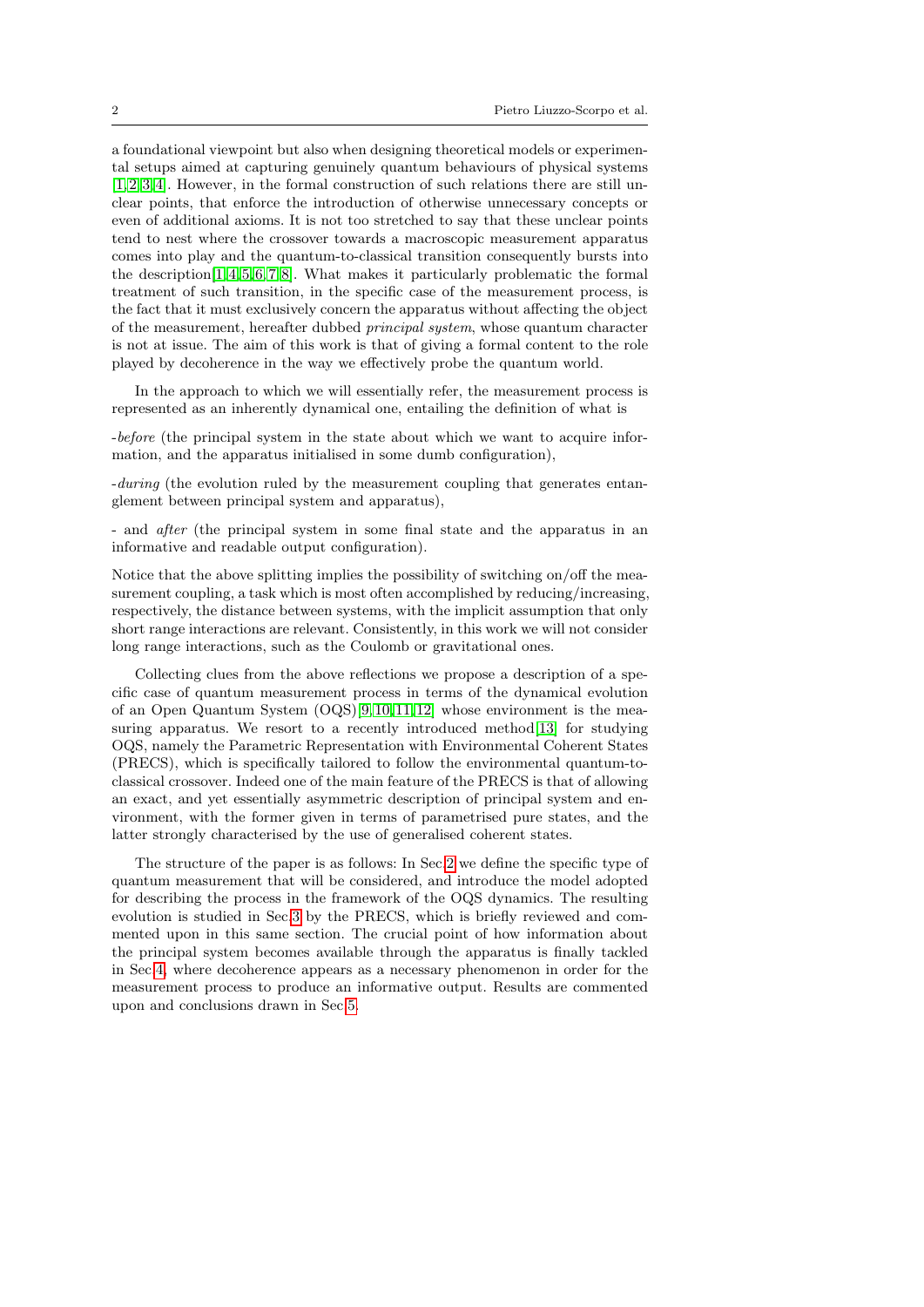a foundational viewpoint but also when designing theoretical models or experimental setups aimed at capturing genuinely quantum behaviours of physical systems [1,2,3,4]. However, in the formal construction of such relations there are still unclear points, that enforce the introduction of otherwise unnecessary concepts or even of additional axioms. It is not too stretched to say that these unclear points tend to nest where the crossover towards a macroscopic measurement apparatus comes into play and the quantum-to-classical transition consequently bursts into the description[1,4,5,6,7,8]. What makes it particularly problematic the formal treatment of such transition, in the specific case of the measurement process, is the fact that it must exclusively concern the apparatus without affecting the object of the measurement, hereafter dubbed *principal system*, whose quantum character is not at issue. The aim of this work is that of giving a formal content to the role played by decoherence in the way we effectively probe the quantum world.

In the approach to which we will essentially refer, the measurement process is represented as an inherently dynamical one, entailing the definition of what is

-*before* (the principal system in the state about which we want to acquire information, and the apparatus initialised in some dumb configuration),

-*during* (the evolution ruled by the measurement coupling that generates entanglement between principal system and apparatus),

- and *after* (the principal system in some final state and the apparatus in an informative and readable output configuration).

Notice that the above splitting implies the possibility of switching on/off the measurement coupling, a task which is most often accomplished by reducing/increasing, respectively, the distance between systems, with the implicit assumption that only short range interactions are relevant. Consistently, in this work we will not consider long range interactions, such as the Coulomb or gravitational ones.

Collecting clues from the above reflections we propose a description of a specific case of quantum measurement process in terms of the dynamical evolution of an Open Quantum System (OQS)[9,10,11,12] whose environment is the measuring apparatus. We resort to a recently introduced method[13] for studying OQS, namely the Parametric Representation with Environmental Coherent States (PRECS), which is specifically tailored to follow the environmental quantum-to-classical crossover. Indeed one of the main feature of the PRECS is that of allowing an exact, and yet essentially asymmetric description of principal system and environment, with the former given in terms of parametrised pure states, and the latter strongly characterised by the use of generalised coherent states.

The structure of the paper is as follows: In Sec.2 we define the specific type of quantum measurement that will be considered, and introduce the model adopted for describing the process in the framework of the OQS dynamics. The resulting evolution is studied in Sec.3 by the PRECS, which is briefly reviewed and commented upon in this same section. The crucial point of how information about the principal system becomes available through the apparatus is finally tackled in Sec.4, where decoherence appears as a necessary phenomenon in order for the measurement process to produce an informative output. Results are commented upon and conclusions drawn in Sec.5.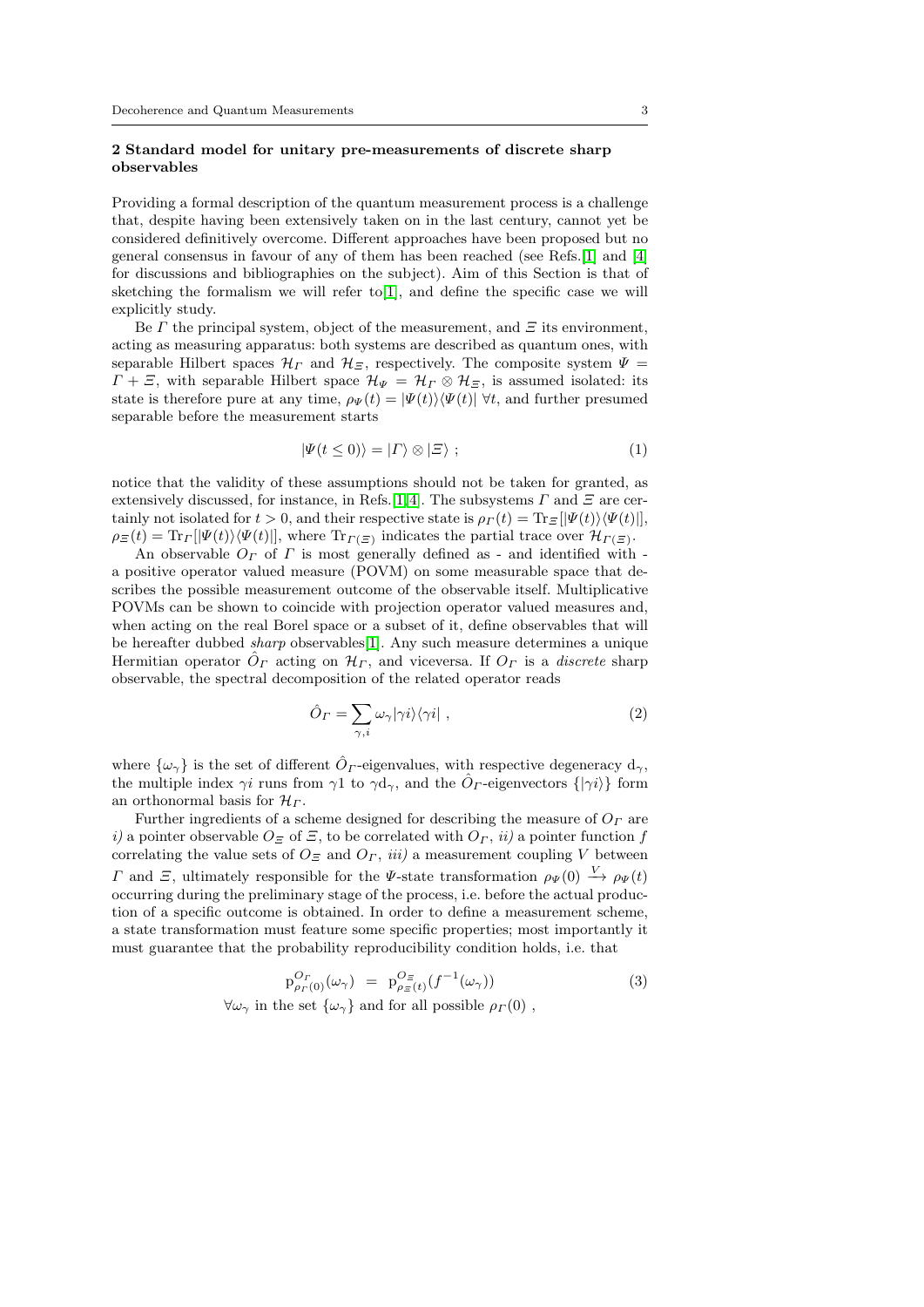## 2 Standard model for unitary pre-measurements of discrete sharp observables

Providing a formal description of the quantum measurement process is a challenge that, despite having been extensively taken on in the last century, cannot yet be considered definitively overcome. Different approaches have been proposed but no general consensus in favour of any of them has been reached (see Refs.[1] and [4] for discussions and bibliographies on the subject). Aim of this Section is that of sketching the formalism we will refer to[1], and define the specific case we will explicitly study.

Be $\Gamma$ the principal system, object of the measurement, and $\Xi$ its environment, acting as measuring apparatus: both systems are described as quantum ones, with separable Hilbert spaces $\mathcal{H}_\Gamma$ and $\mathcal{H}_\Xi$, respectively. The composite system $\Psi = \Gamma + \Xi$, with separable Hilbert space $\mathcal{H}_\Psi = \mathcal{H}_\Gamma \otimes \mathcal{H}_\Xi$, is assumed isolated: its state is therefore pure at any time, $\rho_\Psi(t) = |\Psi(t)\rangle\langle\Psi(t)|\ \forall t$, and further presumed separable before the measurement starts

$$|\Psi(t \leq 0)\rangle = |\Gamma\rangle \otimes |\Xi\rangle\ ; \tag{1}$$

notice that the validity of these assumptions should not be taken for granted, as extensively discussed, for instance, in Refs.[1,4]. The subsystems $\Gamma$ and $\Xi$ are certainly not isolated for $t > 0$, and their respective state is $\rho_\Gamma(t) = \mathrm{Tr}_\Xi[|\Psi(t)\rangle\langle\Psi(t)|]$, $\rho_\Xi(t) = \mathrm{Tr}_\Gamma[|\Psi(t)\rangle\langle\Psi(t)|]$, where $\mathrm{Tr}_{\Gamma(\Xi)}$ indicates the partial trace over $\mathcal{H}_{\Gamma(\Xi)}$.

An observable $O_\Gamma$ of $\Gamma$ is most generally defined as - and identified with - a positive operator valued measure (POVM) on some measurable space that describes the possible measurement outcome of the observable itself. Multiplicative POVMs can be shown to coincide with projection operator valued measures and, when acting on the real Borel space or a subset of it, define observables that will be hereafter dubbed *sharp* observables[1]. Any such measure determines a unique Hermitian operator $\hat{O}_\Gamma$ acting on $\mathcal{H}_\Gamma$, and viceversa. If $O_\Gamma$ is a *discrete* sharp observable, the spectral decomposition of the related operator reads

$$\hat{O}_\Gamma = \sum_{\gamma,i} \omega_\gamma |\gamma i\rangle\langle\gamma i|\ , \tag{2}$$

where $\{\omega_\gamma\}$ is the set of different $\hat{O}_\Gamma$-eigenvalues, with respective degeneracy $\mathrm{d}_\gamma$, the multiple index $\gamma i$ runs from $\gamma 1$ to $\gamma \mathrm{d}_\gamma$, and the $\hat{O}_\Gamma$-eigenvectors $\{|\gamma i\rangle\}$ form an orthonormal basis for $\mathcal{H}_\Gamma$.

Further ingredients of a scheme designed for describing the measure of $O_\Gamma$ are *i)* a pointer observable $O_\Xi$ of $\Xi$, to be correlated with $O_\Gamma$, *ii)* a pointer function $f$ correlating the value sets of $O_\Xi$ and $O_\Gamma$, *iii)* a measurement coupling $V$ between $\Gamma$ and $\Xi$, ultimately responsible for the $\Psi$-state transformation $\rho_\Psi(0) \xrightarrow{V} \rho_\Psi(t)$ occurring during the preliminary stage of the process, i.e. before the actual production of a specific outcome is obtained. In order to define a measurement scheme, a state transformation must feature some specific properties; most importantly it must guarantee that the probability reproducibility condition holds, i.e. that

$$\begin{aligned} \mathrm{p}^{O_\Gamma}_{\rho_\Gamma(0)}(\omega_\gamma) \;&=\; \mathrm{p}^{O_\Xi}_{\rho_\Xi(t)}(f^{-1}(\omega_\gamma)) \\ \forall \omega_\gamma \text{ in the set } \{\omega_\gamma\} &\text{ and for all possible } \rho_\Gamma(0)\ , \end{aligned} \tag{3}$$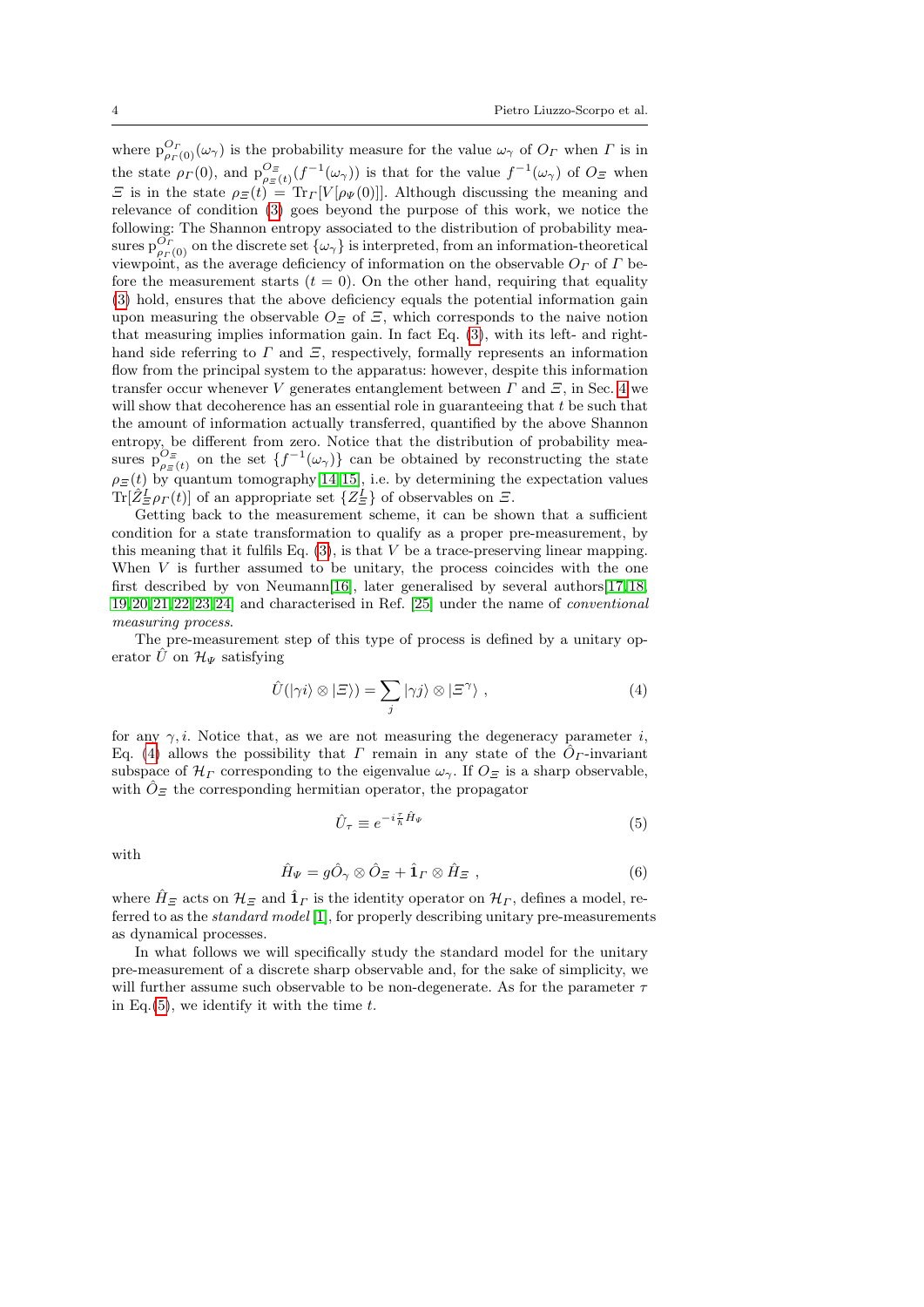where $p^{O_\Gamma}_{\rho_\Gamma(0)}(\omega_\gamma)$ is the probability measure for the value $\omega_\gamma$ of $O_\Gamma$ when $\Gamma$ is in the state $\rho_\Gamma(0)$, and $p^{O_\Xi}_{\rho_\Xi(t)}(f^{-1}(\omega_\gamma))$ is that for the value $f^{-1}(\omega_\gamma)$ of $O_\Xi$ when $\Xi$ is in the state $\rho_\Xi(t) = \mathrm{Tr}_\Gamma[V[\rho_\Psi(0)]]$. Although discussing the meaning and relevance of condition (3) goes beyond the purpose of this work, we notice the following: The Shannon entropy associated to the distribution of probability measures $p^{O_\Gamma}_{\rho_\Gamma(0)}$ on the discrete set $\{\omega_\gamma\}$ is interpreted, from an information-theoretical viewpoint, as the average deficiency of information on the observable $O_\Gamma$ of $\Gamma$ before the measurement starts ($t = 0$). On the other hand, requiring that equality (3) hold, ensures that the above deficiency equals the potential information gain upon measuring the observable $O_\Xi$ of $\Xi$, which corresponds to the naive notion that measuring implies information gain. In fact Eq. (3), with its left- and right-hand side referring to $\Gamma$ and $\Xi$, respectively, formally represents an information flow from the principal system to the apparatus: however, despite this information transfer occur whenever $V$ generates entanglement between $\Gamma$ and $\Xi$, in Sec. 4 we will show that decoherence has an essential role in guaranteeing that $t$ be such that the amount of information actually transferred, quantified by the above Shannon entropy, be different from zero. Notice that the distribution of probability measures $p^{O_\Xi}_{\rho_\Xi(t)}$ on the set $\{f^{-1}(\omega_\gamma)\}$ can be obtained by reconstructing the state $\rho_\Xi(t)$ by quantum tomography[14,15], i.e. by determining the expectation values $\mathrm{Tr}[\hat{Z}^I_\Xi \rho_\Gamma(t)]$ of an appropriate set $\{Z^I_\Xi\}$ of observables on $\Xi$.

Getting back to the measurement scheme, it can be shown that a sufficient condition for a state transformation to qualify as a proper pre-measurement, by this meaning that it fulfils Eq. (3), is that $V$ be a trace-preserving linear mapping. When $V$ is further assumed to be unitary, the process coincides with the one first described by von Neumann[16], later generalised by several authors[17,18,19,20,21,22,23,24] and characterised in Ref. [25] under the name of *conventional measuring process*.

The pre-measurement step of this type of process is defined by a unitary operator $\hat{U}$ on $\mathcal{H}_\Psi$ satisfying

$$\hat{U}(|\gamma i\rangle \otimes |\Xi\rangle) = \sum_j |\gamma j\rangle \otimes |\Xi^\gamma\rangle \ , \tag{4}$$

for any $\gamma, i$. Notice that, as we are not measuring the degeneracy parameter $i$, Eq. (4) allows the possibility that $\Gamma$ remain in any state of the $\hat{O}_\Gamma$-invariant subspace of $\mathcal{H}_\Gamma$ corresponding to the eigenvalue $\omega_\gamma$. If $O_\Xi$ is a sharp observable, with $\hat{O}_\Xi$ the corresponding hermitian operator, the propagator

$$\hat{U}_\tau \equiv e^{-i\frac{\tau}{\hbar}\hat{H}_\Psi} \tag{5}$$

with

$$\hat{H}_\Psi = g\hat{O}_\gamma \otimes \hat{O}_\Xi + \hat{\mathbf{1}}_\Gamma \otimes \hat{H}_\Xi \ , \tag{6}$$

where $\hat{H}_\Xi$ acts on $\mathcal{H}_\Xi$ and $\hat{\mathbf{1}}_\Gamma$ is the identity operator on $\mathcal{H}_\Gamma$, defines a model, referred to as the *standard model* [1], for properly describing unitary pre-measurements as dynamical processes.

In what follows we will specifically study the standard model for the unitary pre-measurement of a discrete sharp observable and, for the sake of simplicity, we will further assume such observable to be non-degenerate. As for the parameter $\tau$ in Eq.(5), we identify it with the time $t$.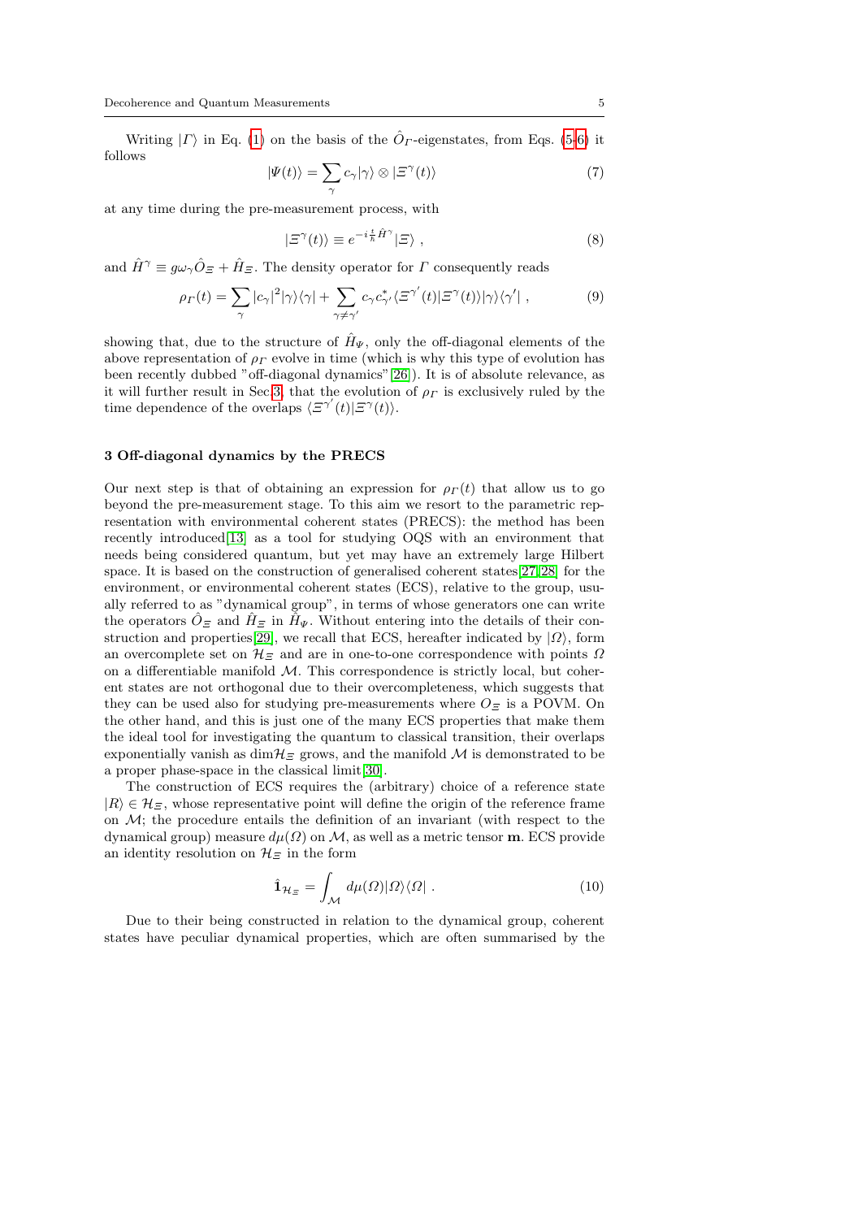Writing $|\Gamma\rangle$ in Eq. (1) on the basis of the $\hat{O}_\Gamma$-eigenstates, from Eqs. (5-6) it follows

$$|\Psi(t)\rangle = \sum_\gamma c_\gamma |\gamma\rangle \otimes |\Xi^\gamma(t)\rangle \tag{7}$$

at any time during the pre-measurement process, with

$$|\Xi^\gamma(t)\rangle \equiv e^{-i\frac{t}{\hbar}\hat{H}^\gamma}|\Xi\rangle \ , \tag{8}$$

and $\hat{H}^\gamma \equiv g\omega_\gamma \hat{O}_\Xi + \hat{H}_\Xi$. The density operator for $\Gamma$ consequently reads

$$\rho_\Gamma(t) = \sum_\gamma |c_\gamma|^2 |\gamma\rangle\langle\gamma| + \sum_{\gamma\neq\gamma'} c_\gamma c^*_{\gamma'} \langle \Xi^{\gamma'}(t)|\Xi^\gamma(t)\rangle |\gamma\rangle\langle\gamma'| \ , \tag{9}$$

showing that, due to the structure of $\hat{H}_\Psi$, only the off-diagonal elements of the above representation of $\rho_\Gamma$ evolve in time (which is why this type of evolution has been recently dubbed "off-diagonal dynamics"[26]). It is of absolute relevance, as it will further result in Sec.3, that the evolution of $\rho_\Gamma$ is exclusively ruled by the time dependence of the overlaps $\langle \Xi^{\gamma'}(t)|\Xi^\gamma(t)\rangle$.

## 3 Off-diagonal dynamics by the PRECS

Our next step is that of obtaining an expression for $\rho_\Gamma(t)$ that allow us to go beyond the pre-measurement stage. To this aim we resort to the parametric representation with environmental coherent states (PRECS): the method has been recently introduced[13] as a tool for studying OQS with an environment that needs being considered quantum, but yet may have an extremely large Hilbert space. It is based on the construction of generalised coherent states[27,28] for the environment, or environmental coherent states (ECS), relative to the group, usually referred to as "dynamical group", in terms of whose generators one can write the operators $\hat{O}_\Xi$ and $\hat{H}_\Xi$ in $\hat{H}_\Psi$. Without entering into the details of their construction and properties[29], we recall that ECS, hereafter indicated by $|\Omega\rangle$, form an overcomplete set on $\mathcal{H}_\Xi$ and are in one-to-one correspondence with points $\Omega$ on a differentiable manifold $\mathcal{M}$. This correspondence is strictly local, but coherent states are not orthogonal due to their overcompleteness, which suggests that they can be used also for studying pre-measurements where $O_\Xi$ is a POVM. On the other hand, and this is just one of the many ECS properties that make them the ideal tool for investigating the quantum to classical transition, their overlaps exponentially vanish as $\dim\mathcal{H}_\Xi$ grows, and the manifold $\mathcal{M}$ is demonstrated to be a proper phase-space in the classical limit[30].

The construction of ECS requires the (arbitrary) choice of a reference state $|R\rangle \in \mathcal{H}_\Xi$, whose representative point will define the origin of the reference frame on $\mathcal{M}$; the procedure entails the definition of an invariant (with respect to the dynamical group) measure $d\mu(\Omega)$ on $\mathcal{M}$, as well as a metric tensor $\mathbf{m}$. ECS provide an identity resolution on $\mathcal{H}_\Xi$ in the form

$$\hat{\mathbf{1}}_{\mathcal{H}_\Xi} = \int_\mathcal{M} d\mu(\Omega)|\Omega\rangle\langle\Omega| \ . \tag{10}$$

Due to their being constructed in relation to the dynamical group, coherent states have peculiar dynamical properties, which are often summarised by the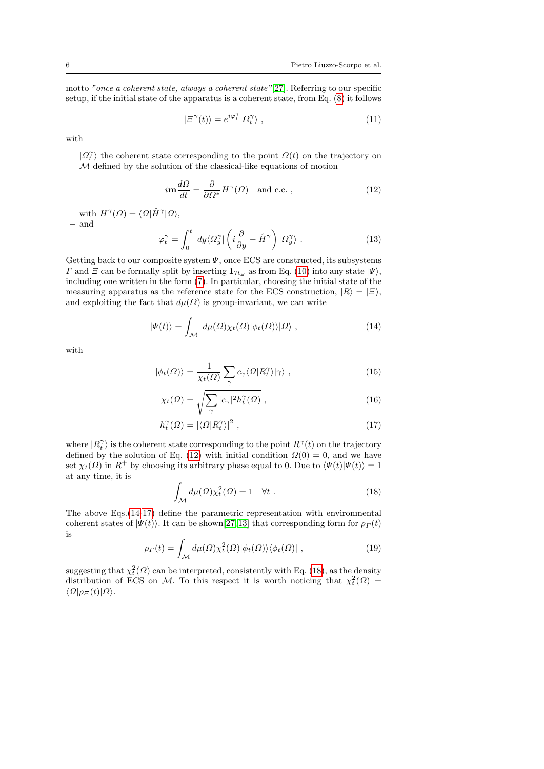motto *"once a coherent state, always a coherent state"*[27]. Referring to our specific setup, if the initial state of the apparatus is a coherent state, from Eq. (8) it follows

$$|\Xi^\gamma(t)\rangle = e^{i\varphi_t^\gamma}|\Omega_t^\gamma\rangle \;, \tag{11}$$

with

- $|\Omega_t^\gamma\rangle$ the coherent state corresponding to the point $\Omega(t)$ on the trajectory on $\mathcal{M}$ defined by the solution of the classical-like equations of motion

$$i\mathbf{m}\frac{d\Omega}{dt} = \frac{\partial}{\partial\Omega^*}H^\gamma(\Omega) \quad \text{and c.c.}\;, \tag{12}$$

  with $H^\gamma(\Omega) = \langle\Omega|\hat{H}^\gamma|\Omega\rangle$,
- and

$$\varphi_t^\gamma = \int_0^t dy\langle\Omega_y^\gamma|\left(i\frac{\partial}{\partial y} - \hat{H}^\gamma\right)|\Omega_y^\gamma\rangle \;. \tag{13}$$

Getting back to our composite system $\Psi$, once ECS are constructed, its subsystems $\Gamma$ and $\Xi$ can be formally split by inserting $\mathbf{1}_{\mathcal{H}_\Xi}$ as from Eq. (10) into any state $|\Psi\rangle$, including one written in the form (7). In particular, choosing the initial state of the measuring apparatus as the reference state for the ECS construction, $|R\rangle = |\Xi\rangle$, and exploiting the fact that $d\mu(\Omega)$ is group-invariant, we can write

$$|\Psi(t)\rangle = \int_{\mathcal{M}} d\mu(\Omega)\chi_t(\Omega)|\phi_t(\Omega)\rangle|\Omega\rangle \;, \tag{14}$$

with

$$|\phi_t(\Omega)\rangle = \frac{1}{\chi_t(\Omega)}\sum_\gamma c_\gamma\langle\Omega|R_t^\gamma\rangle|\gamma\rangle \;, \tag{15}$$

$$\chi_t(\Omega) = \sqrt{\sum_\gamma |c_\gamma|^2 h_t^\gamma(\Omega)} \;, \tag{16}$$

$$h_t^\gamma(\Omega) = |\langle\Omega|R_t^\gamma\rangle|^2 \;, \tag{17}$$

where $|R_t^\gamma\rangle$ is the coherent state corresponding to the point $R^\gamma(t)$ on the trajectory defined by the solution of Eq. (12) with initial condition $\Omega(0) = 0$, and we have set $\chi_t(\Omega)$ in $R^+$ by choosing its arbitrary phase equal to 0. Due to $\langle\Psi(t)|\Psi(t)\rangle = 1$ at any time, it is

$$\int_{\mathcal{M}} d\mu(\Omega)\chi_t^2(\Omega) = 1 \quad \forall t \;. \tag{18}$$

The above Eqs.(14-17) define the parametric representation with environmental coherent states of $|\Psi(t)\rangle$. It can be shown[27,13] that corresponding form for $\rho_\Gamma(t)$ is

$$\rho_\Gamma(t) = \int_{\mathcal{M}} d\mu(\Omega)\chi_t^2(\Omega)|\phi_t(\Omega)\rangle\langle\phi_t(\Omega)| \;, \tag{19}$$

suggesting that $\chi_t^2(\Omega)$ can be interpreted, consistently with Eq. (18), as the density distribution of ECS on $\mathcal{M}$. To this respect it is worth noticing that $\chi_t^2(\Omega) = \langle\Omega|\rho_\Xi(t)|\Omega\rangle$.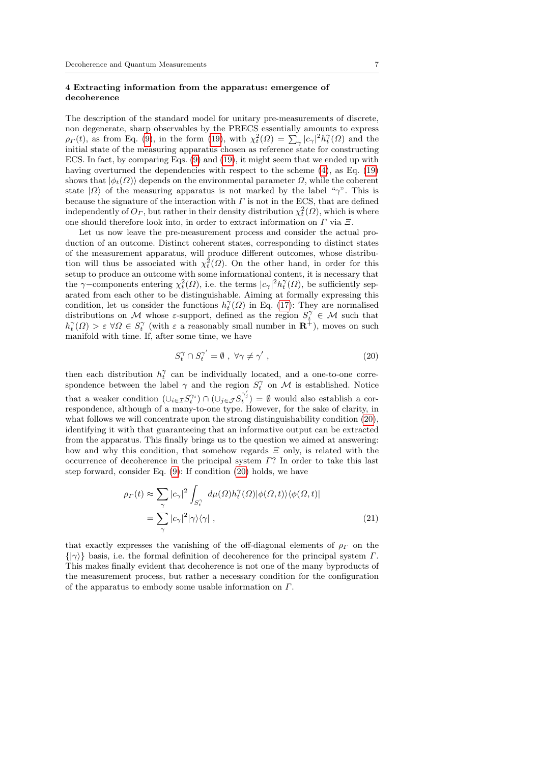## 4 Extracting information from the apparatus: emergence of decoherence

The description of the standard model for unitary pre-measurements of discrete, non degenerate, sharp observables by the PRECS essentially amounts to express $\rho_\Gamma(t)$, as from Eq. (9), in the form (19), with $\chi_t^2(\Omega) = \sum_\gamma |c_\gamma|^2 h_t^\gamma(\Omega)$ and the initial state of the measuring apparatus chosen as reference state for constructing ECS. In fact, by comparing Eqs. (9) and (19), it might seem that we ended up with having overturned the dependencies with respect to the scheme (4), as Eq. (19) shows that $|\phi_t(\Omega)\rangle$ depends on the environmental parameter $\Omega$, while the coherent state $|\Omega\rangle$ of the measuring apparatus is not marked by the label "$\gamma$". This is because the signature of the interaction with $\Gamma$ is not in the ECS, that are defined independently of $O_\Gamma$, but rather in their density distribution $\chi_t^2(\Omega)$, which is where one should therefore look into, in order to extract information on $\Gamma$ via $\Xi$.

Let us now leave the pre-measurement process and consider the actual production of an outcome. Distinct coherent states, corresponding to distinct states of the measurement apparatus, will produce different outcomes, whose distribution will thus be associated with $\chi_t^2(\Omega)$. On the other hand, in order for this setup to produce an outcome with some informational content, it is necessary that the $\gamma-$components entering $\chi_t^2(\Omega)$, i.e. the terms $|c_\gamma|^2 h_t^\gamma(\Omega)$, be sufficiently separated from each other to be distinguishable. Aiming at formally expressing this condition, let us consider the functions $h_t^\gamma(\Omega)$ in Eq. (17): They are normalised distributions on $\mathcal{M}$ whose $\varepsilon$-support, defined as the region $S_t^\gamma \in \mathcal{M}$ such that $h_t^\gamma(\Omega) > \varepsilon \ \forall \Omega \in S_t^\gamma$ (with $\varepsilon$ a reasonably small number in $\mathbf{R}^+$), moves on such manifold with time. If, after some time, we have

$$
S_t^\gamma \cap S_t^{\gamma'} = \emptyset \ , \ \forall \gamma \neq \gamma' \ , \tag{20}
$$

then each distribution $h_t^\gamma$ can be individually located, and a one-to-one correspondence between the label $\gamma$ and the region $S_t^\gamma$ on $\mathcal{M}$ is established. Notice that a weaker condition $(\cup_{i\in\mathcal{I}} S_t^{\gamma_i}) \cap (\cup_{j\in\mathcal{J}} S_t^{\gamma'_j}) = \emptyset$ would also establish a correspondence, although of a many-to-one type. However, for the sake of clarity, in what follows we will concentrate upon the strong distinguishability condition (20), identifying it with that guaranteeing that an informative output can be extracted from the apparatus. This finally brings us to the question we aimed at answering: how and why this condition, that somehow regards $\Xi$ only, is related with the occurrence of decoherence in the principal system $\Gamma$? In order to take this last step forward, consider Eq. (9): If condition (20) holds, we have

$$
\begin{aligned}
\rho_\Gamma(t) &\approx \sum_\gamma |c_\gamma|^2 \int_{S_t^\gamma} d\mu(\Omega) h_t^\gamma(\Omega) |\phi(\Omega,t)\rangle\langle\phi(\Omega,t)| \\
&= \sum_\gamma |c_\gamma|^2 |\gamma\rangle\langle\gamma| \ ,
\end{aligned} \tag{21}
$$

that exactly expresses the vanishing of the off-diagonal elements of $\rho_\Gamma$ on the $\{|\gamma\rangle\}$ basis, i.e. the formal definition of decoherence for the principal system $\Gamma$. This makes finally evident that decoherence is not one of the many byproducts of the measurement process, but rather a necessary condition for the configuration of the apparatus to embody some usable information on $\Gamma$.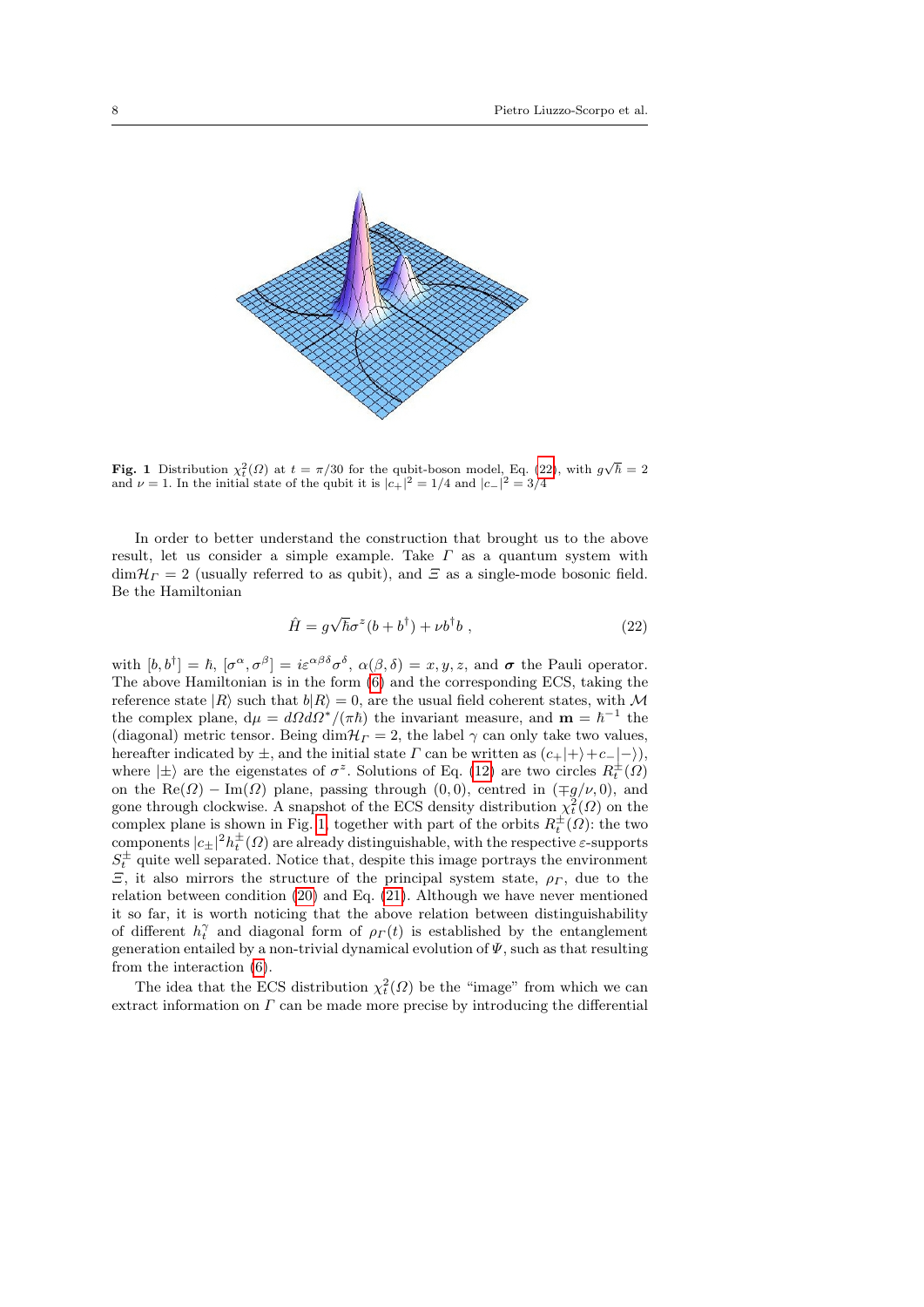**Fig. 1** Distribution $\chi_t^2(\Omega)$ at $t = \pi/30$ for the qubit-boson model, Eq. (22), with $g\sqrt{\hbar} = 2$ and $\nu = 1$. In the initial state of the qubit it is $|c_+|^2 = 1/4$ and $|c_-|^2 = 3/4$

In order to better understand the construction that brought us to the above result, let us consider a simple example. Take $\Gamma$ as a quantum system with $\dim\mathcal{H}_\Gamma = 2$ (usually referred to as qubit), and $\Xi$ as a single-mode bosonic field. Be the Hamiltonian

$$\hat{H} = g\sqrt{\hbar}\sigma^z(b + b^\dagger) + \nu b^\dagger b \,, \tag{22}$$

with $[b, b^\dagger] = \hbar$, $[\sigma^\alpha, \sigma^\beta] = i\varepsilon^{\alpha\beta\delta}\sigma^\delta$, $\alpha(\beta, \delta) = x, y, z$, and $\boldsymbol{\sigma}$ the Pauli operator. The above Hamiltonian is in the form (6) and the corresponding ECS, taking the reference state $|R\rangle$ such that $b|R\rangle = 0$, are the usual field coherent states, with $\mathcal{M}$ the complex plane, $\mathrm{d}\mu = d\Omega d\Omega^*/(\pi\hbar)$ the invariant measure, and $\mathbf{m} = \hbar^{-1}$ the (diagonal) metric tensor. Being $\dim\mathcal{H}_\Gamma = 2$, the label $\gamma$ can only take two values, hereafter indicated by $\pm$, and the initial state $\Gamma$ can be written as $(c_+|+\rangle + c_-|-\rangle)$, where $|\pm\rangle$ are the eigenstates of $\sigma^z$. Solutions of Eq. (12) are two circles $R_t^\pm(\Omega)$ on the $\mathrm{Re}(\Omega) - \mathrm{Im}(\Omega)$ plane, passing through $(0, 0)$, centred in $(\mp g/\nu, 0)$, and gone through clockwise. A snapshot of the ECS density distribution $\chi_t^2(\Omega)$ on the complex plane is shown in Fig. 1, together with part of the orbits $R_t^\pm(\Omega)$: the two components $|c_\pm|^2 h_t^\pm(\Omega)$ are already distinguishable, with the respective $\varepsilon$-supports $S_t^\pm$ quite well separated. Notice that, despite this image portrays the environment $\Xi$, it also mirrors the structure of the principal system state, $\rho_\Gamma$, due to the relation between condition (20) and Eq. (21). Although we have never mentioned it so far, it is worth noticing that the above relation between distinguishability of different $h_t^\gamma$ and diagonal form of $\rho_\Gamma(t)$ is established by the entanglement generation entailed by a non-trivial dynamical evolution of $\Psi$, such as that resulting from the interaction (6).

The idea that the ECS distribution $\chi_t^2(\Omega)$ be the "image" from which we can extract information on $\Gamma$ can be made more precise by introducing the differential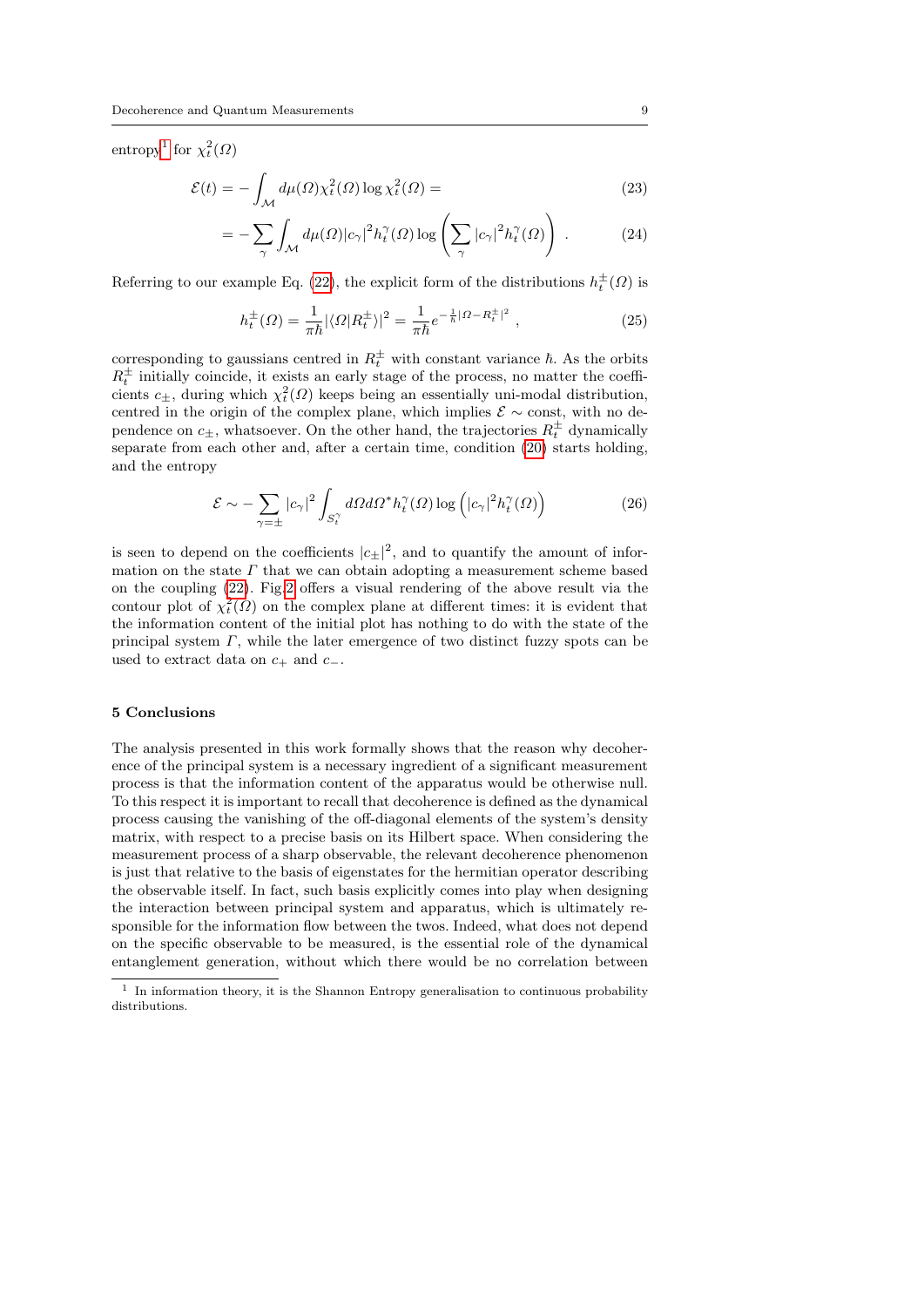entropy[1] for $\chi_t^2(\Omega)$

$$\mathcal{E}(t) = -\int_{\mathcal{M}} d\mu(\Omega)\chi_t^2(\Omega)\log\chi_t^2(\Omega) = \tag{23}$$

$$= -\sum_\gamma \int_{\mathcal{M}} d\mu(\Omega)|c_\gamma|^2 h_t^\gamma(\Omega)\log\left(\sum_\gamma |c_\gamma|^2 h_t^\gamma(\Omega)\right) \ . \tag{24}$$

Referring to our example Eq. (22), the explicit form of the distributions $h_t^\pm(\Omega)$ is

$$h_t^\pm(\Omega) = \frac{1}{\pi\hbar}|\langle\Omega|R_t^\pm\rangle|^2 = \frac{1}{\pi\hbar}e^{-\frac{1}{\hbar}|\Omega - R_t^\pm|^2} \ , \tag{25}$$

corresponding to gaussians centred in $R_t^\pm$ with constant variance $\hbar$. As the orbits $R_t^\pm$ initially coincide, it exists an early stage of the process, no matter the coefficients $c_\pm$, during which $\chi_t^2(\Omega)$ keeps being an essentially uni-modal distribution, centred in the origin of the complex plane, which implies $\mathcal{E} \sim$ const, with no dependence on $c_\pm$, whatsoever. On the other hand, the trajectories $R_t^\pm$ dynamically separate from each other and, after a certain time, condition (20) starts holding, and the entropy

$$\mathcal{E} \sim -\sum_{\gamma=\pm}|c_\gamma|^2\int_{S_t^\gamma} d\Omega d\Omega^* h_t^\gamma(\Omega)\log\left(|c_\gamma|^2 h_t^\gamma(\Omega)\right) \tag{26}$$

is seen to depend on the coefficients $|c_\pm|^2$, and to quantify the amount of information on the state $\Gamma$ that we can obtain adopting a measurement scheme based on the coupling (22). Fig.2 offers a visual rendering of the above result via the contour plot of $\chi_t^2(\Omega)$ on the complex plane at different times: it is evident that the information content of the initial plot has nothing to do with the state of the principal system $\Gamma$, while the later emergence of two distinct fuzzy spots can be used to extract data on $c_+$ and $c_-$.

## 5 Conclusions

The analysis presented in this work formally shows that the reason why decoherence of the principal system is a necessary ingredient of a significant measurement process is that the information content of the apparatus would be otherwise null. To this respect it is important to recall that decoherence is defined as the dynamical process causing the vanishing of the off-diagonal elements of the system's density matrix, with respect to a precise basis on its Hilbert space. When considering the measurement process of a sharp observable, the relevant decoherence phenomenon is just that relative to the basis of eigenstates for the hermitian operator describing the observable itself. In fact, such basis explicitly comes into play when designing the interaction between principal system and apparatus, which is ultimately responsible for the information flow between the twos. Indeed, what does not depend on the specific observable to be measured, is the essential role of the dynamical entanglement generation, without which there would be no correlation between

[1] In information theory, it is the Shannon Entropy generalisation to continuous probability distributions.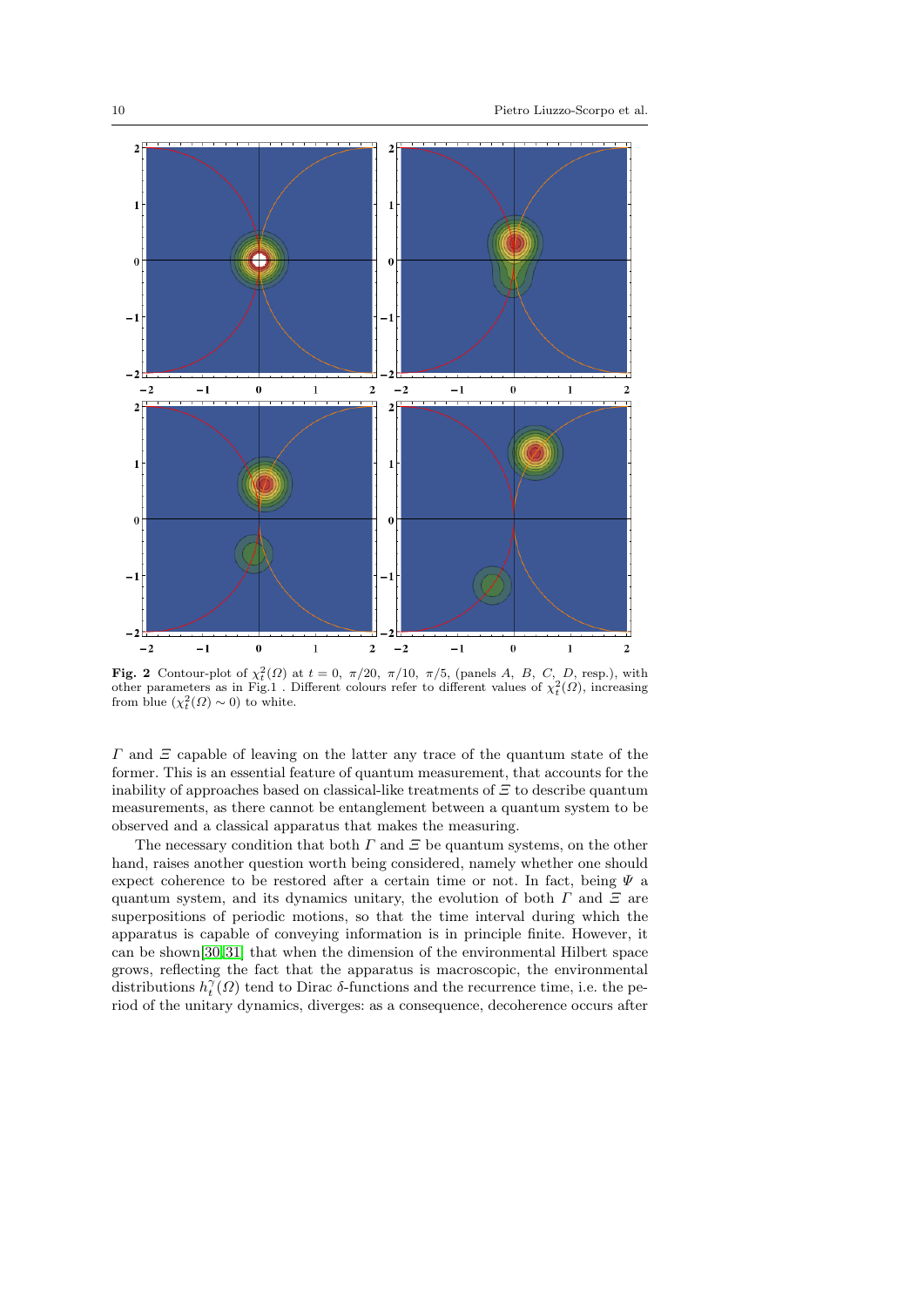**Fig. 2** Contour-plot of $\chi_t^2(\Omega)$ at $t = 0,\ \pi/20,\ \pi/10,\ \pi/5$, (panels $A,\ B,\ C,\ D$, resp.), with other parameters as in Fig.1 . Different colours refer to different values of $\chi_t^2(\Omega)$, increasing from blue ($\chi_t^2(\Omega) \sim 0$) to white.

$\Gamma$ and $\Xi$ capable of leaving on the latter any trace of the quantum state of the former. This is an essential feature of quantum measurement, that accounts for the inability of approaches based on classical-like treatments of $\Xi$ to describe quantum measurements, as there cannot be entanglement between a quantum system to be observed and a classical apparatus that makes the measuring.

The necessary condition that both $\Gamma$ and $\Xi$ be quantum systems, on the other hand, raises another question worth being considered, namely whether one should expect coherence to be restored after a certain time or not. In fact, being $\Psi$ a quantum system, and its dynamics unitary, the evolution of both $\Gamma$ and $\Xi$ are superpositions of periodic motions, so that the time interval during which the apparatus is capable of conveying information is in principle finite. However, it can be shown[30,31] that when the dimension of the environmental Hilbert space grows, reflecting the fact that the apparatus is macroscopic, the environmental distributions $h_t^\gamma(\Omega)$ tend to Dirac $\delta$-functions and the recurrence time, i.e. the period of the unitary dynamics, diverges: as a consequence, decoherence occurs after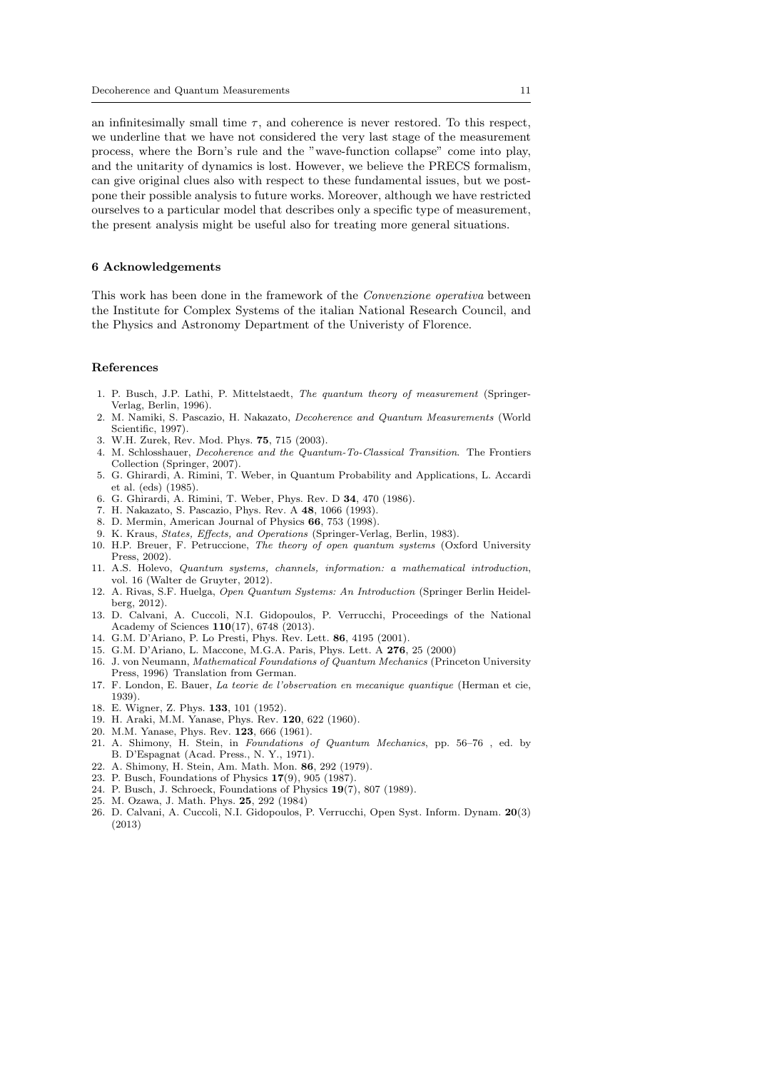an infinitesimally small time $\tau$, and coherence is never restored. To this respect, we underline that we have not considered the very last stage of the measurement process, where the Born's rule and the "wave-function collapse" come into play, and the unitarity of dynamics is lost. However, we believe the PRECS formalism, can give original clues also with respect to these fundamental issues, but we postpone their possible analysis to future works. Moreover, although we have restricted ourselves to a particular model that describes only a specific type of measurement, the present analysis might be useful also for treating more general situations.

## 6 Acknowledgements

This work has been done in the framework of the *Convenzione operativa* between the Institute for Complex Systems of the italian National Research Council, and the Physics and Astronomy Department of the Univeristy of Florence.

## References

1. P. Busch, J.P. Lathi, P. Mittelstaedt, *The quantum theory of measurement* (Springer-Verlag, Berlin, 1996).
2. M. Namiki, S. Pascazio, H. Nakazato, *Decoherence and Quantum Measurements* (World Scientific, 1997).
3. W.H. Zurek, Rev. Mod. Phys. **75**, 715 (2003).
4. M. Schlosshauer, *Decoherence and the Quantum-To-Classical Transition*. The Frontiers Collection (Springer, 2007).
5. G. Ghirardi, A. Rimini, T. Weber, in Quantum Probability and Applications, L. Accardi et al. (eds) (1985).
6. G. Ghirardi, A. Rimini, T. Weber, Phys. Rev. D **34**, 470 (1986).
7. H. Nakazato, S. Pascazio, Phys. Rev. A **48**, 1066 (1993).
8. D. Mermin, American Journal of Physics **66**, 753 (1998).
9. K. Kraus, *States, Effects, and Operations* (Springer-Verlag, Berlin, 1983).
10. H.P. Breuer, F. Petruccione, *The theory of open quantum systems* (Oxford University Press, 2002).
11. A.S. Holevo, *Quantum systems, channels, information: a mathematical introduction*, vol. 16 (Walter de Gruyter, 2012).
12. A. Rivas, S.F. Huelga, *Open Quantum Systems: An Introduction* (Springer Berlin Heidelberg, 2012).
13. D. Calvani, A. Cuccoli, N.I. Gidopoulos, P. Verrucchi, Proceedings of the National Academy of Sciences **110**(17), 6748 (2013).
14. G.M. D'Ariano, P. Lo Presti, Phys. Rev. Lett. **86**, 4195 (2001).
15. G.M. D'Ariano, L. Maccone, M.G.A. Paris, Phys. Lett. A **276**, 25 (2000)
16. J. von Neumann, *Mathematical Foundations of Quantum Mechanics* (Princeton University Press, 1996) Translation from German.
17. F. London, E. Bauer, *La teorie de l'observation en mecanique quantique* (Herman et cie, 1939).
18. E. Wigner, Z. Phys. **133**, 101 (1952).
19. H. Araki, M.M. Yanase, Phys. Rev. **120**, 622 (1960).
20. M.M. Yanase, Phys. Rev. **123**, 666 (1961).
21. A. Shimony, H. Stein, in *Foundations of Quantum Mechanics*, pp. 56–76 , ed. by B. D'Espagnat (Acad. Press., N. Y., 1971).
22. A. Shimony, H. Stein, Am. Math. Mon. **86**, 292 (1979).
23. P. Busch, Foundations of Physics **17**(9), 905 (1987).
24. P. Busch, J. Schroeck, Foundations of Physics **19**(7), 807 (1989).
25. M. Ozawa, J. Math. Phys. **25**, 292 (1984)
26. D. Calvani, A. Cuccoli, N.I. Gidopoulos, P. Verrucchi, Open Syst. Inform. Dynam. **20**(3) (2013)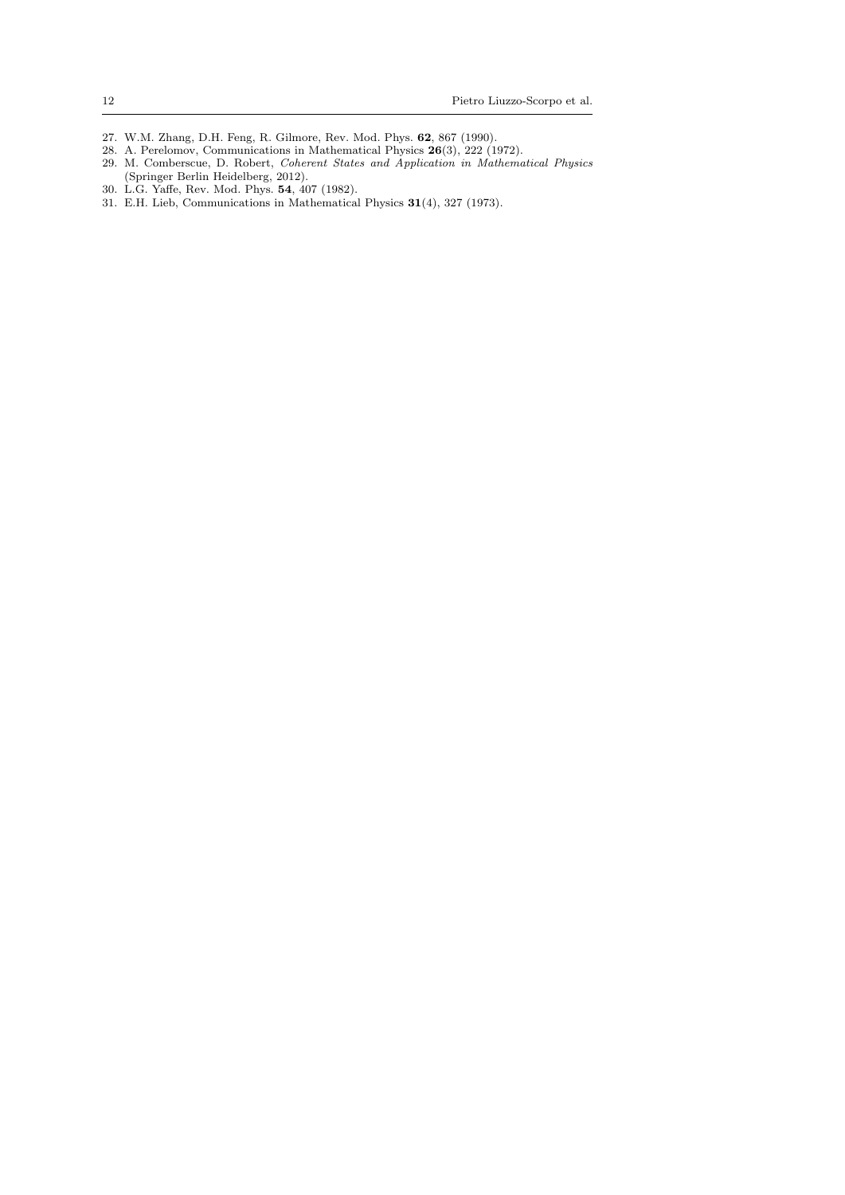27. W.M. Zhang, D.H. Feng, R. Gilmore, Rev. Mod. Phys. **62**, 867 (1990).
28. A. Perelomov, Communications in Mathematical Physics **26**(3), 222 (1972).
29. M. Comberscue, D. Robert, *Coherent States and Application in Mathematical Physics* (Springer Berlin Heidelberg, 2012).
30. L.G. Yaffe, Rev. Mod. Phys. **54**, 407 (1982).
31. E.H. Lieb, Communications in Mathematical Physics **31**(4), 327 (1973).